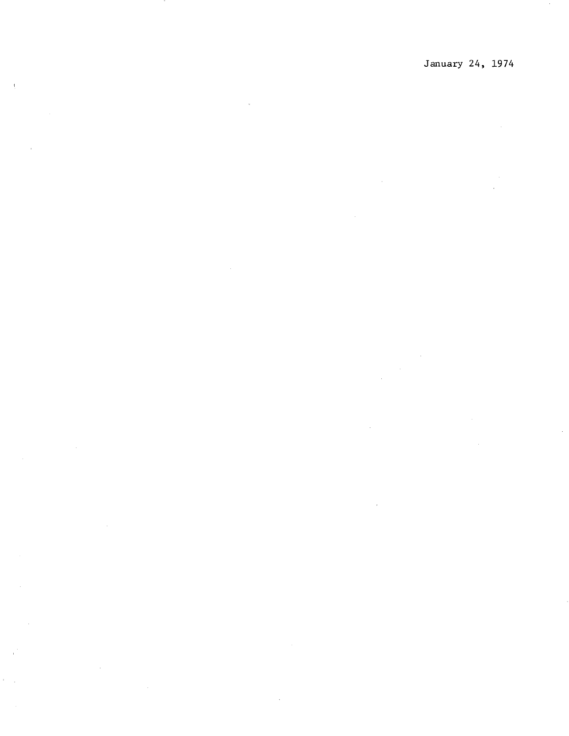January 24, 1974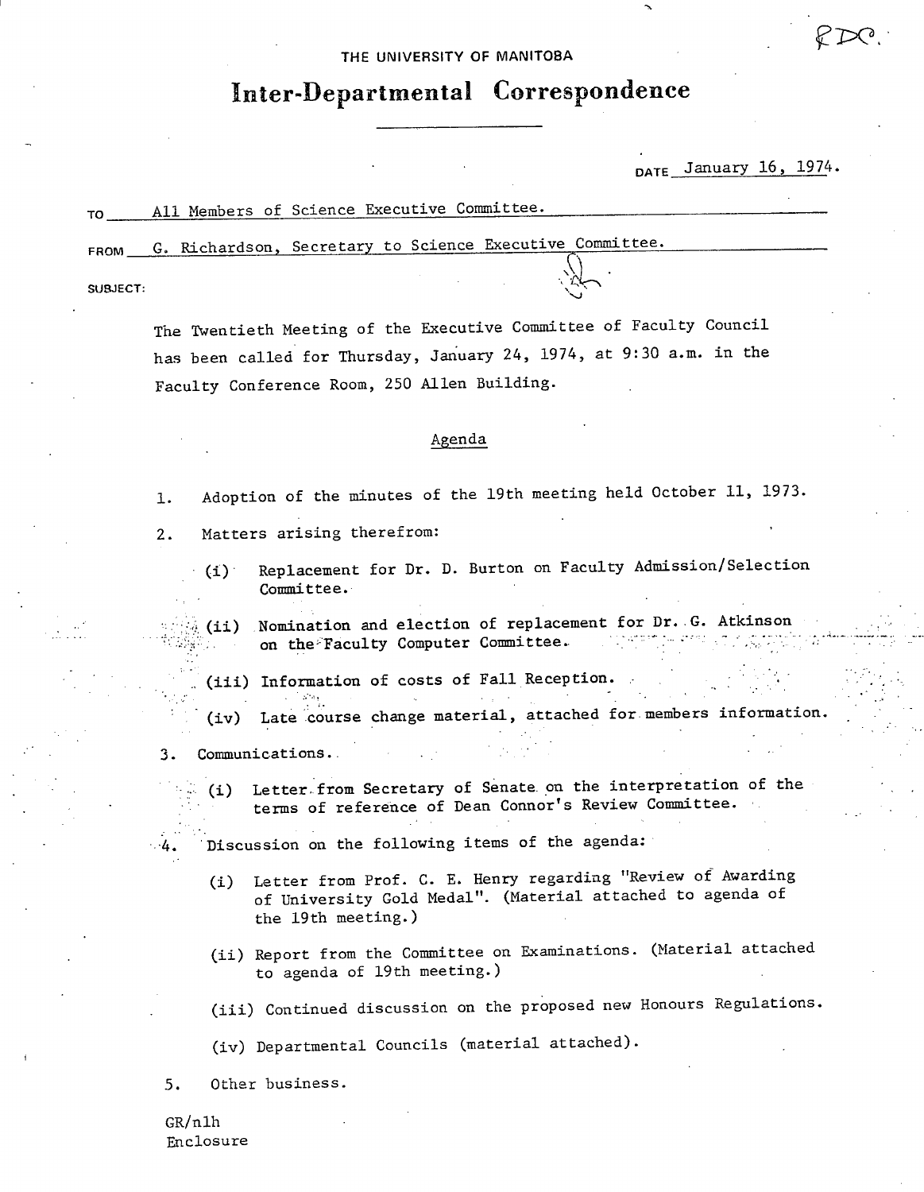THE UNIVERSITY OF MANITOBA

# Inter-Departmental Correspondence

DATE January 16, 1974.

TO All Members of Science Executive Committee.

FROM G. Richardson, Secretary to Science Executive Committee.

SUBJECT:

The Twentieth Meeting of the Executive Committee of Faculty Council has been called for Thursday, January 24, 1974, at 9:30 a.m. in the Faculty Conference Room, 250 Allen Building.

## Agenda

1. Adoption of the minutes of the 19th meeting held October 11, 1973.

2. Matters arising therefrom:

   (i) Replacement for Dr. D. Burton on Faculty Admission/Selection Committee.

   (ii) Nomination and election of replacement for Dr. G. Atkinson on the Faculty Computer Committee.

   (iii) Information of costs of Fall Reception.

   (iv) Late course change material, attached for members information.

3. Communications.

   (i) Letter from Secretary of Senate on the interpretation of the terms of reference of Dean Connor's Review Committee.

4. Discussion on the following items of the agenda:

   (i) Letter from Prof. C. E. Henry regarding "Review of Awarding of University Gold Medal". (Material attached to agenda of the 19th meeting.)

   (ii) Report from the Committee on Examinations. (Material attached to agenda of 19th meeting.)

   (iii) Continued discussion on the proposed new Honours Regulations.

   (iv) Departmental Councils (material attached).

5. Other business.

GR/nlh
Enclosure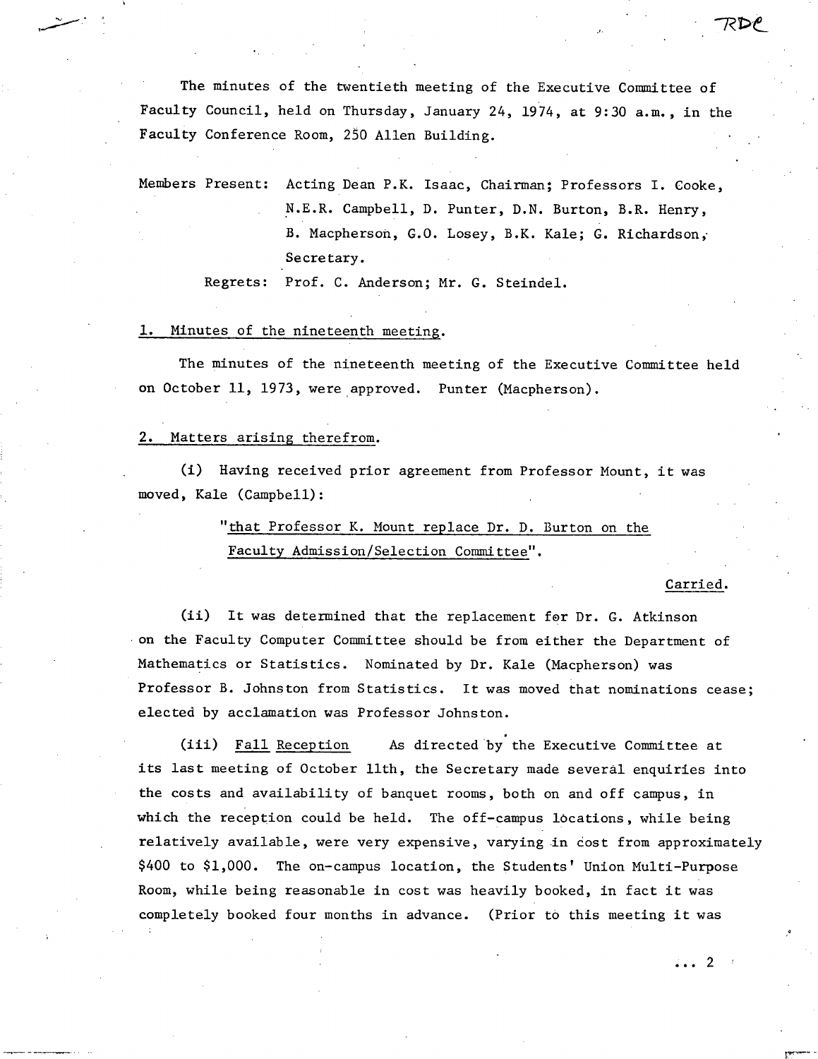The minutes of the twentieth meeting of the Executive Committee of Faculty Council, held on Thursday, January 24, 1974, at 9:30 a.m., in the Faculty Conference Room, 250 Allen Building.

Members Present: Acting Dean P.K. Isaac, Chairman; Professors I. Cooke, N.E.R. Campbell, D. Punter, D.N. Burton, B.R. Henry, B. Macpherson, G.O. Losey, B.K. Kale; G. Richardson, Secretary.

Regrets: Prof. C. Anderson; Mr. G. Steindel.

1. Minutes of the nineteenth meeting.

The minutes of the nineteenth meeting of the Executive Committee held on October 11, 1973, were approved. Punter (Macpherson).

2. Matters arising therefrom.

(i) Having received prior agreement from Professor Mount, it was moved, Kale (Campbell):

"that Professor K. Mount replace Dr. D. Burton on the Faculty Admission/Selection Committee".

Carried.

(ii) It was determined that the replacement for Dr. G. Atkinson on the Faculty Computer Committee should be from either the Department of Mathematics or Statistics. Nominated by Dr. Kale (Macpherson) was Professor B. Johnston from Statistics. It was moved that nominations cease; elected by acclamation was Professor Johnston.

(iii) Fall Reception As directed by the Executive Committee at its last meeting of October 11th, the Secretary made several enquiries into the costs and availability of banquet rooms, both on and off campus, in which the reception could be held. The off-campus locations, while being relatively available, were very expensive, varying in cost from approximately $400 to $1,000. The on-campus location, the Students' Union Multi-Purpose Room, while being reasonable in cost was heavily booked, in fact it was completely booked four months in advance. (Prior to this meeting it was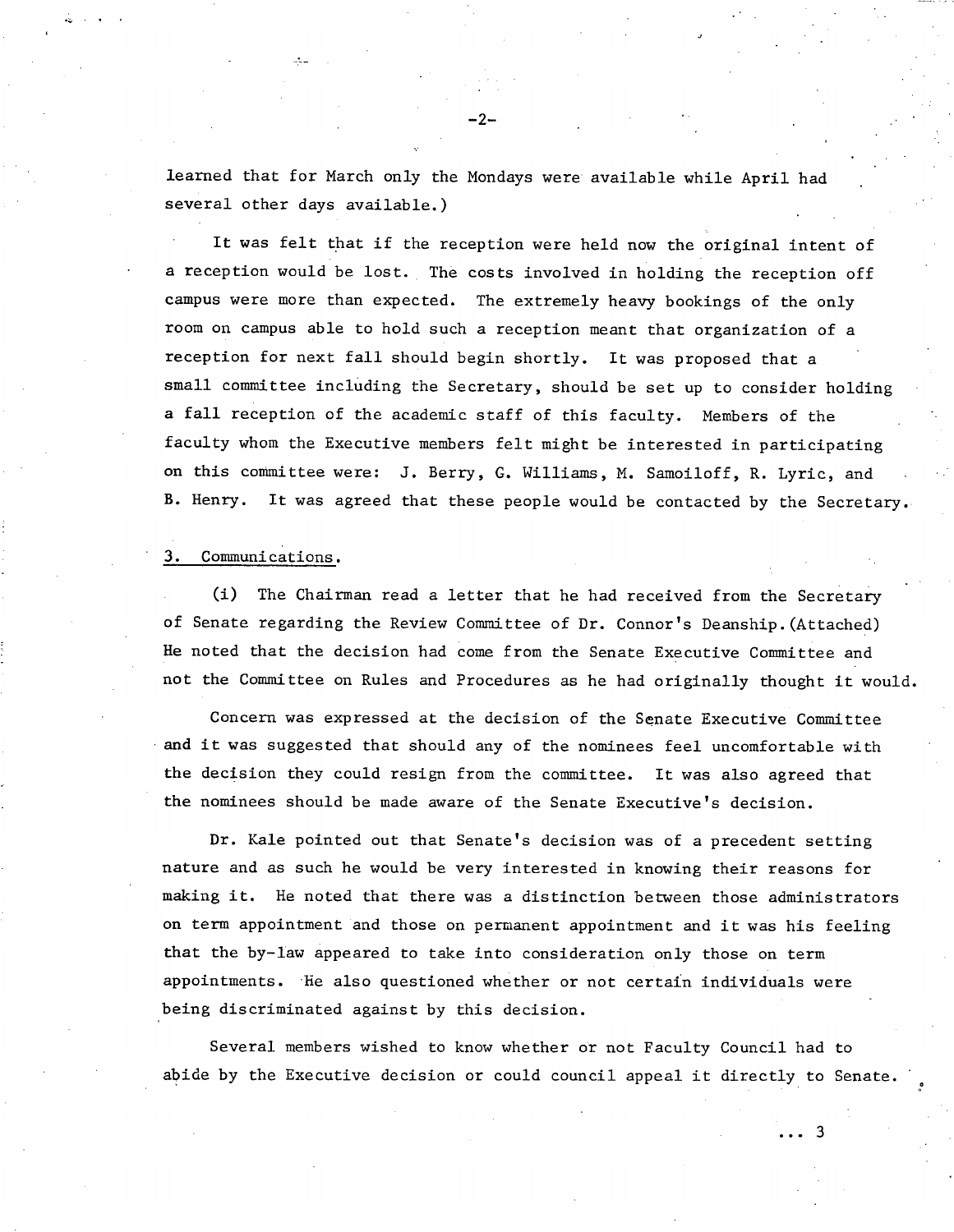learned that for March only the Mondays were available while April had several other days available.)

It was felt that if the reception were held now the original intent of a reception would be lost. The costs involved in holding the reception off campus were more than expected. The extremely heavy bookings of the only room on campus able to hold such a reception meant that organization of a reception for next fall should begin shortly. It was proposed that a small committee including the Secretary, should be set up to consider holding a fall reception of the academic staff of this faculty. Members of the faculty whom the Executive members felt might be interested in participating on this committee were: J. Berry, G. Williams, M. Samoiloff, R. Lyric, and B. Henry. It was agreed that these people would be contacted by the Secretary.

3. Communications.

(i) The Chairman read a letter that he had received from the Secretary of Senate regarding the Review Committee of Dr. Connor's Deanship.(Attached) He noted that the decision had come from the Senate Executive Committee and not the Committee on Rules and Procedures as he had originally thought it would.

Concern was expressed at the decision of the Senate Executive Committee and it was suggested that should any of the nominees feel uncomfortable with the decision they could resign from the committee. It was also agreed that the nominees should be made aware of the Senate Executive's decision.

Dr. Kale pointed out that Senate's decision was of a precedent setting nature and as such he would be very interested in knowing their reasons for making it. He noted that there was a distinction between those administrators on term appointment and those on permanent appointment and it was his feeling that the by-law appeared to take into consideration only those on term appointments. He also questioned whether or not certain individuals were being discriminated against by this decision.

Several members wished to know whether or not Faculty Council had to abide by the Executive decision or could council appeal it directly to Senate.

... 3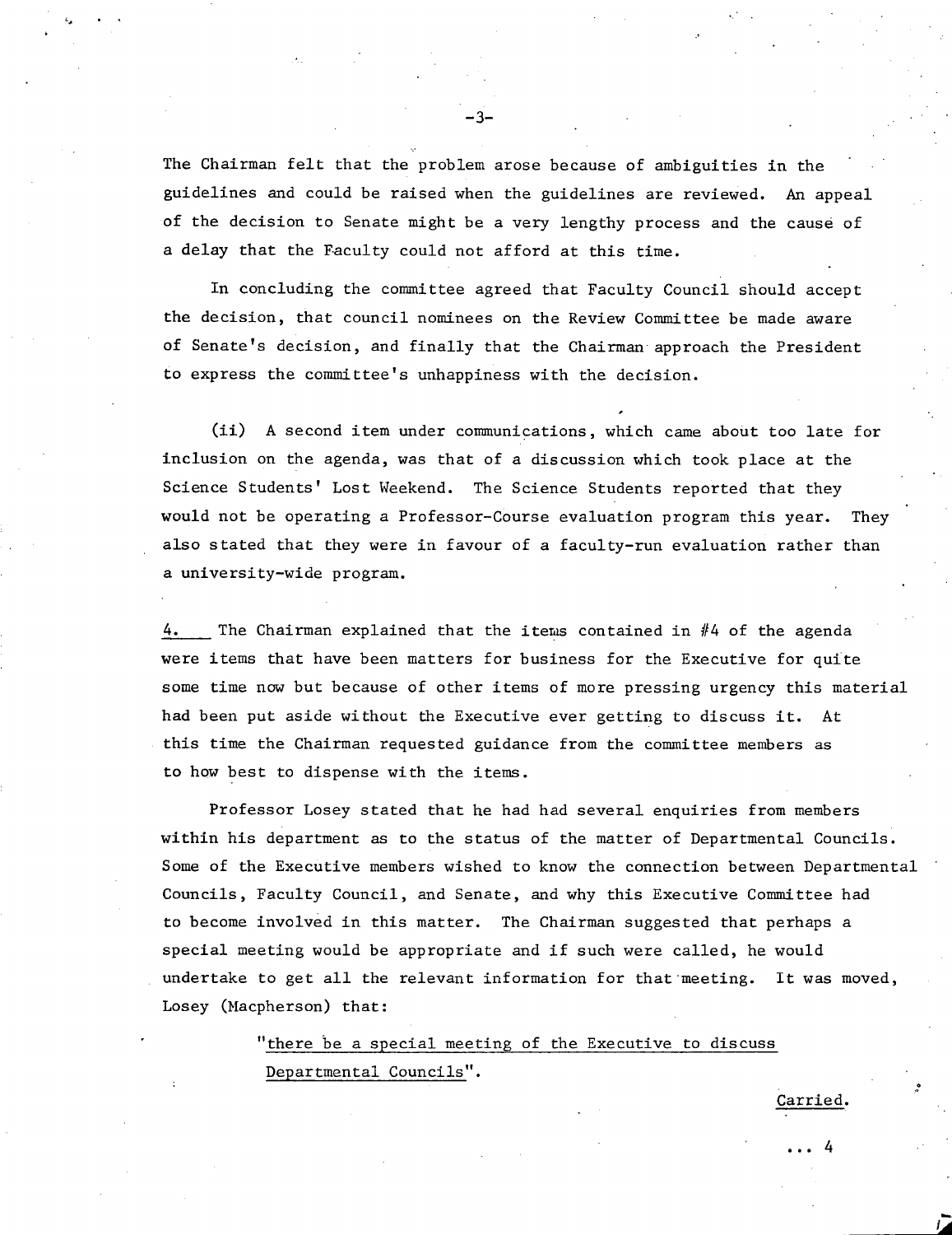The Chairman felt that the problem arose because of ambiguities in the guidelines and could be raised when the guidelines are reviewed. An appeal of the decision to Senate might be a very lengthy process and the cause of a delay that the Faculty could not afford at this time.

In concluding the committee agreed that Faculty Council should accept the decision, that council nominees on the Review Committee be made aware of Senate's decision, and finally that the Chairman approach the President to express the committee's unhappiness with the decision.

(ii) A second item under communications, which came about too late for inclusion on the agenda, was that of a discussion which took place at the Science Students' Lost Weekend. The Science Students reported that they would not be operating a Professor-Course evaluation program this year. They also stated that they were in favour of a faculty-run evaluation rather than a university-wide program.

<u>4.</u> The Chairman explained that the items contained in #4 of the agenda were items that have been matters for business for the Executive for quite some time now but because of other items of more pressing urgency this material had been put aside without the Executive ever getting to discuss it. At this time the Chairman requested guidance from the committee members as to how best to dispense with the items.

Professor Losey stated that he had had several enquiries from members within his department as to the status of the matter of Departmental Councils. Some of the Executive members wished to know the connection between Departmental Councils, Faculty Council, and Senate, and why this Executive Committee had to become involved in this matter. The Chairman suggested that perhaps a special meeting would be appropriate and if such were called, he would undertake to get all the relevant information for that meeting. It was moved, Losey (Macpherson) that:

> <u>"there be a special meeting of the Executive to discuss Departmental Councils"</u>.

<u>Carried.</u>

... 4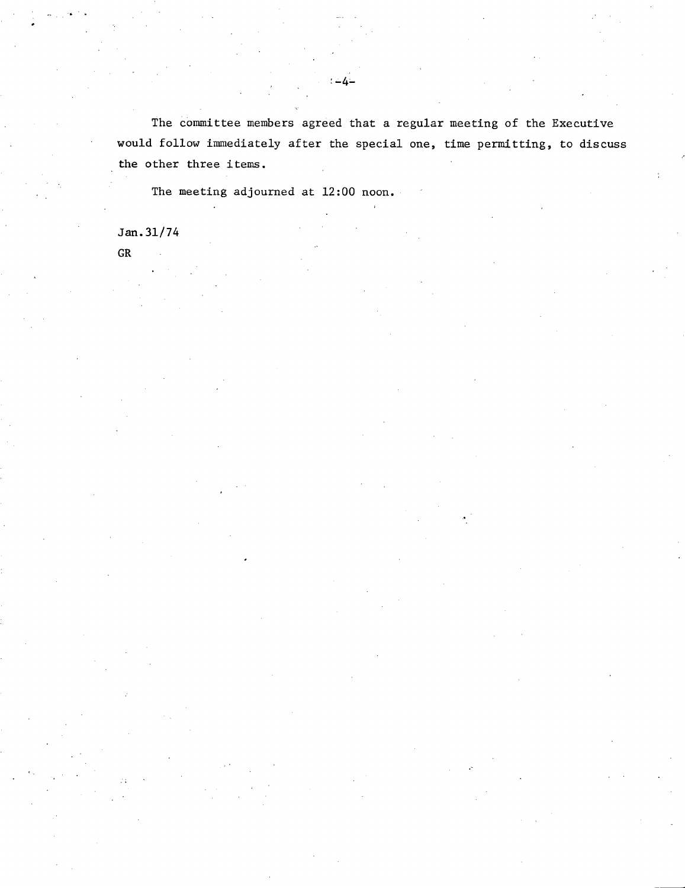The committee members agreed that a regular meeting of the Executive would follow immediately after the special one, time permitting, to discuss the other three items.

The meeting adjourned at 12:00 noon.

Jan.31/74

GR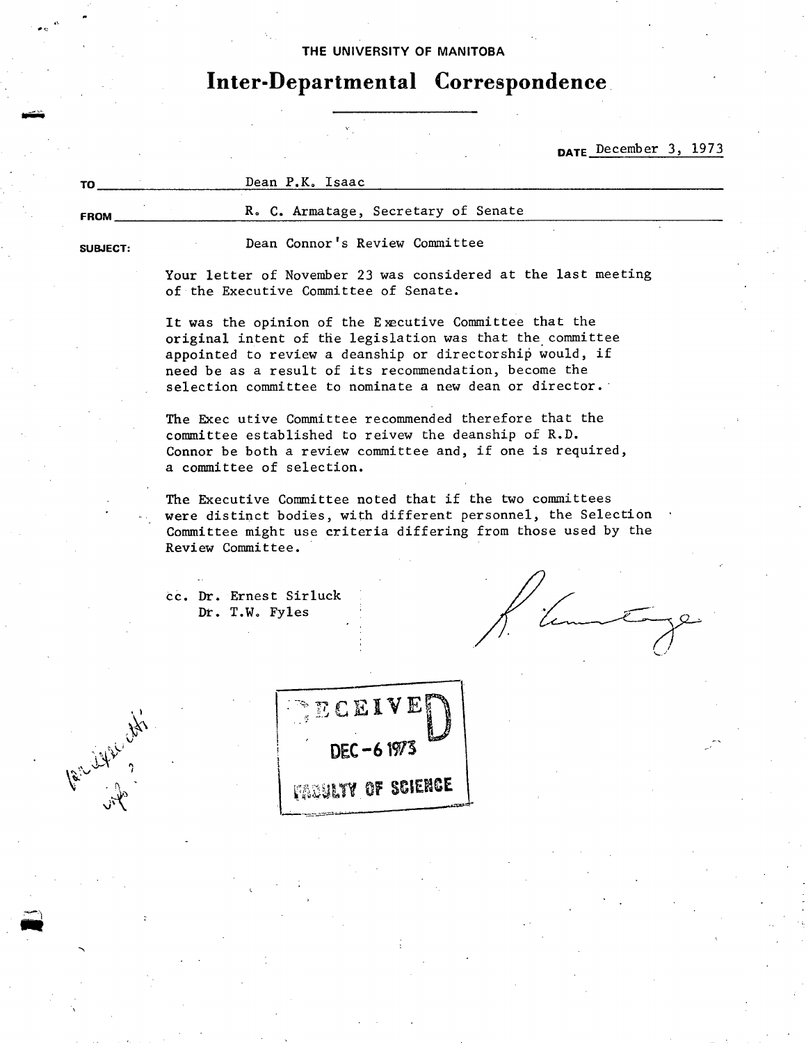THE UNIVERSITY OF MANITOBA

# Inter-Departmental Correspondence

DATE December 3, 1973

TO Dean P.K. Isaac

FROM R. C. Armatage, Secretary of Senate

SUBJECT: Dean Connor's Review Committee

Your letter of November 23 was considered at the last meeting of the Executive Committee of Senate.

It was the opinion of the Executive Committee that the original intent of the legislation was that the committee appointed to review a deanship or directorship would, if need be as a result of its recommendation, become the selection committee to nominate a new dean or director.

The Exec utive Committee recommended therefore that the committee established to reivew the deanship of R.D. Connor be both a review committee and, if one is required, a committee of selection.

The Executive Committee noted that if the two committees were distinct bodies, with different personnel, the Selection Committee might use criteria differing from those used by the Review Committee.

cc. Dr. Ernest Sirluck
Dr. T.W. Fyles

R. Armatage

RECEIVED
DEC - 6 1973
FACULTY OF SCIENCE